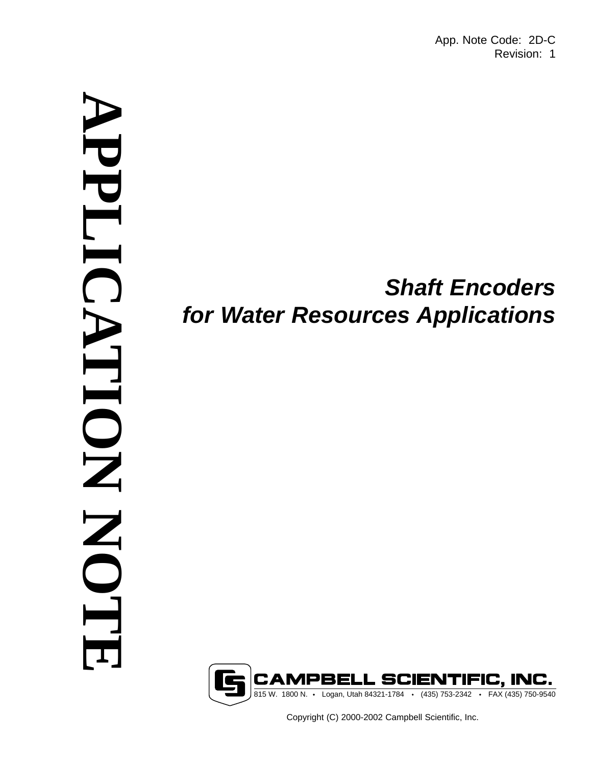App. Note Code: 2D-C
Revision: 1

# APPLICATION NOTE

## *Shaft Encoders for Water Resources Applications*

**CAMPBELL SCIENTIFIC, INC.**

815 W. 1800 N. • Logan, Utah 84321-1784 • (435) 753-2342 • FAX (435) 750-9540

Copyright (C) 2000-2002 Campbell Scientific, Inc.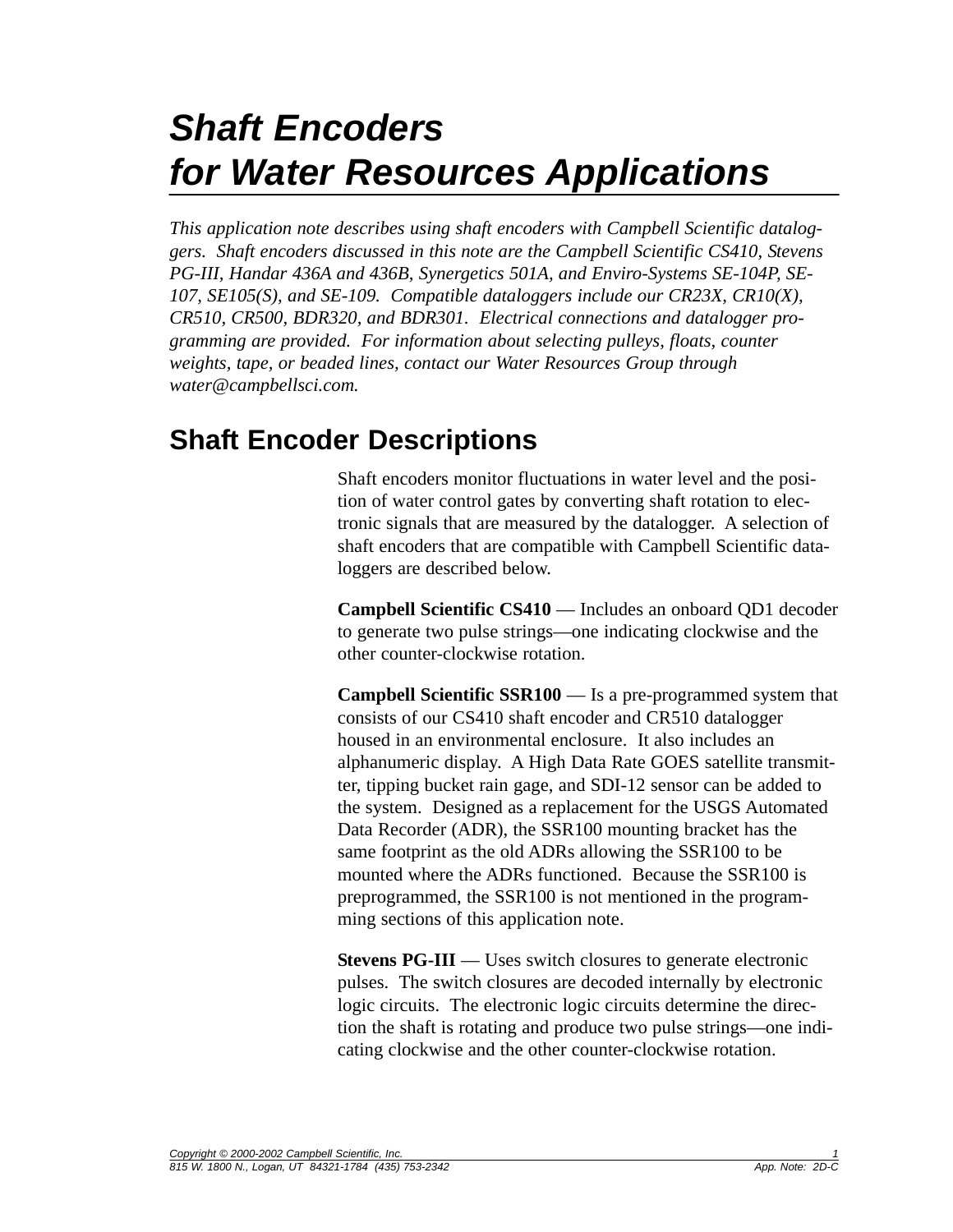# *Shaft Encoders for Water Resources Applications*

*This application note describes using shaft encoders with Campbell Scientific dataloggers. Shaft encoders discussed in this note are the Campbell Scientific CS410, Stevens PG-III, Handar 436A and 436B, Synergetics 501A, and Enviro-Systems SE-104P, SE-107, SE105(S), and SE-109. Compatible dataloggers include our CR23X, CR10(X), CR510, CR500, BDR320, and BDR301. Electrical connections and datalogger programming are provided. For information about selecting pulleys, floats, counter weights, tape, or beaded lines, contact our Water Resources Group through water@campbellsci.com.*

## Shaft Encoder Descriptions

Shaft encoders monitor fluctuations in water level and the position of water control gates by converting shaft rotation to electronic signals that are measured by the datalogger. A selection of shaft encoders that are compatible with Campbell Scientific dataloggers are described below.

**Campbell Scientific CS410** — Includes an onboard QD1 decoder to generate two pulse strings—one indicating clockwise and the other counter-clockwise rotation.

**Campbell Scientific SSR100** — Is a pre-programmed system that consists of our CS410 shaft encoder and CR510 datalogger housed in an environmental enclosure. It also includes an alphanumeric display. A High Data Rate GOES satellite transmitter, tipping bucket rain gage, and SDI-12 sensor can be added to the system. Designed as a replacement for the USGS Automated Data Recorder (ADR), the SSR100 mounting bracket has the same footprint as the old ADRs allowing the SSR100 to be mounted where the ADRs functioned. Because the SSR100 is preprogrammed, the SSR100 is not mentioned in the programming sections of this application note.

**Stevens PG-III** — Uses switch closures to generate electronic pulses. The switch closures are decoded internally by electronic logic circuits. The electronic logic circuits determine the direction the shaft is rotating and produce two pulse strings—one indicating clockwise and the other counter-clockwise rotation.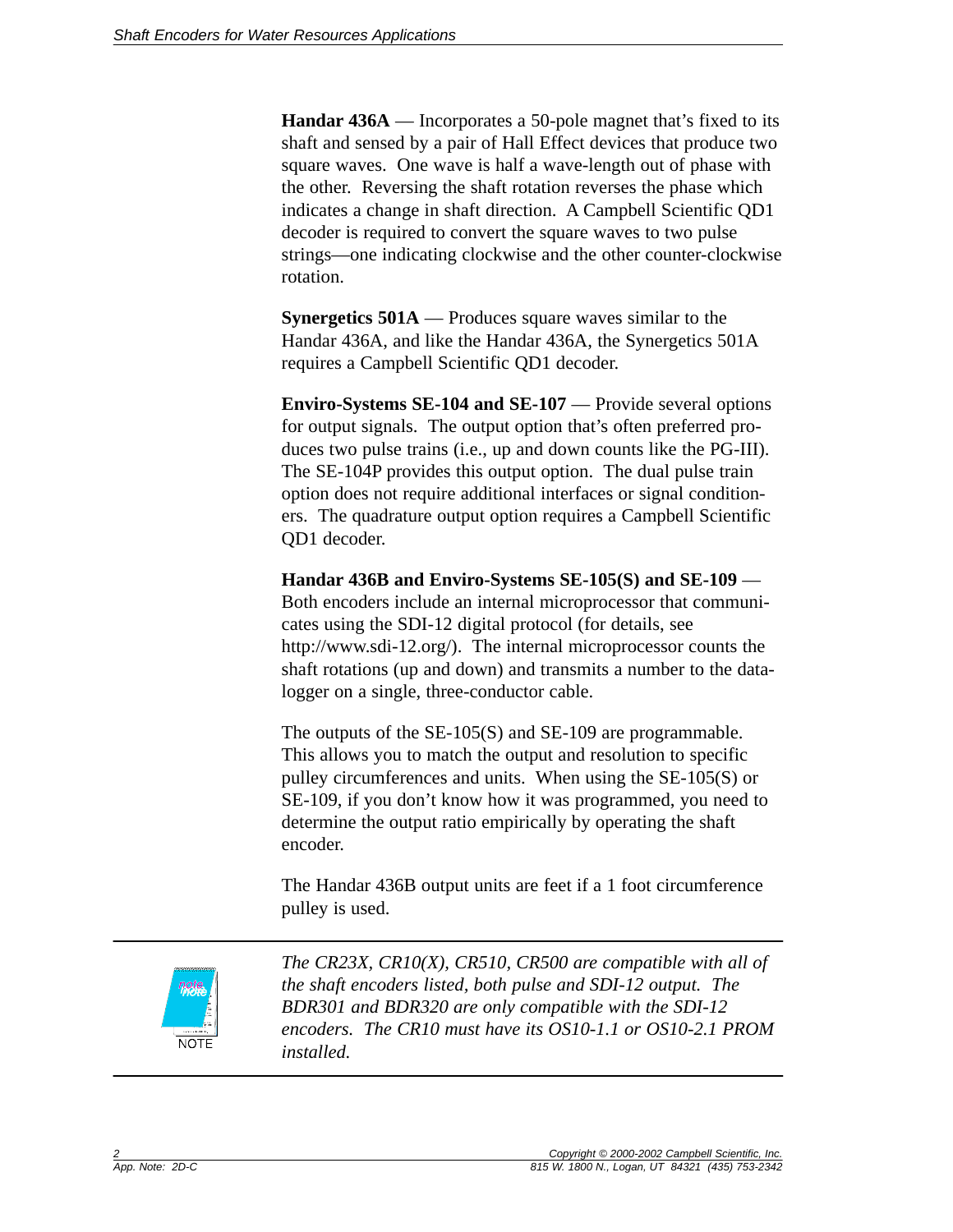**Handar 436A** — Incorporates a 50-pole magnet that's fixed to its shaft and sensed by a pair of Hall Effect devices that produce two square waves. One wave is half a wave-length out of phase with the other. Reversing the shaft rotation reverses the phase which indicates a change in shaft direction. A Campbell Scientific QD1 decoder is required to convert the square waves to two pulse strings—one indicating clockwise and the other counter-clockwise rotation.

**Synergetics 501A** — Produces square waves similar to the Handar 436A, and like the Handar 436A, the Synergetics 501A requires a Campbell Scientific QD1 decoder.

**Enviro-Systems SE-104 and SE-107** — Provide several options for output signals. The output option that's often preferred produces two pulse trains (i.e., up and down counts like the PG-III). The SE-104P provides this output option. The dual pulse train option does not require additional interfaces or signal conditioners. The quadrature output option requires a Campbell Scientific QD1 decoder.

**Handar 436B and Enviro-Systems SE-105(S) and SE-109** — Both encoders include an internal microprocessor that communicates using the SDI-12 digital protocol (for details, see http://www.sdi-12.org/). The internal microprocessor counts the shaft rotations (up and down) and transmits a number to the datalogger on a single, three-conductor cable.

The outputs of the SE-105(S) and SE-109 are programmable. This allows you to match the output and resolution to specific pulley circumferences and units. When using the SE-105(S) or SE-109, if you don't know how it was programmed, you need to determine the output ratio empirically by operating the shaft encoder.

The Handar 436B output units are feet if a 1 foot circumference pulley is used.

NOTE

*The CR23X, CR10(X), CR510, CR500 are compatible with all of the shaft encoders listed, both pulse and SDI-12 output. The BDR301 and BDR320 are only compatible with the SDI-12 encoders. The CR10 must have its OS10-1.1 or OS10-2.1 PROM installed.*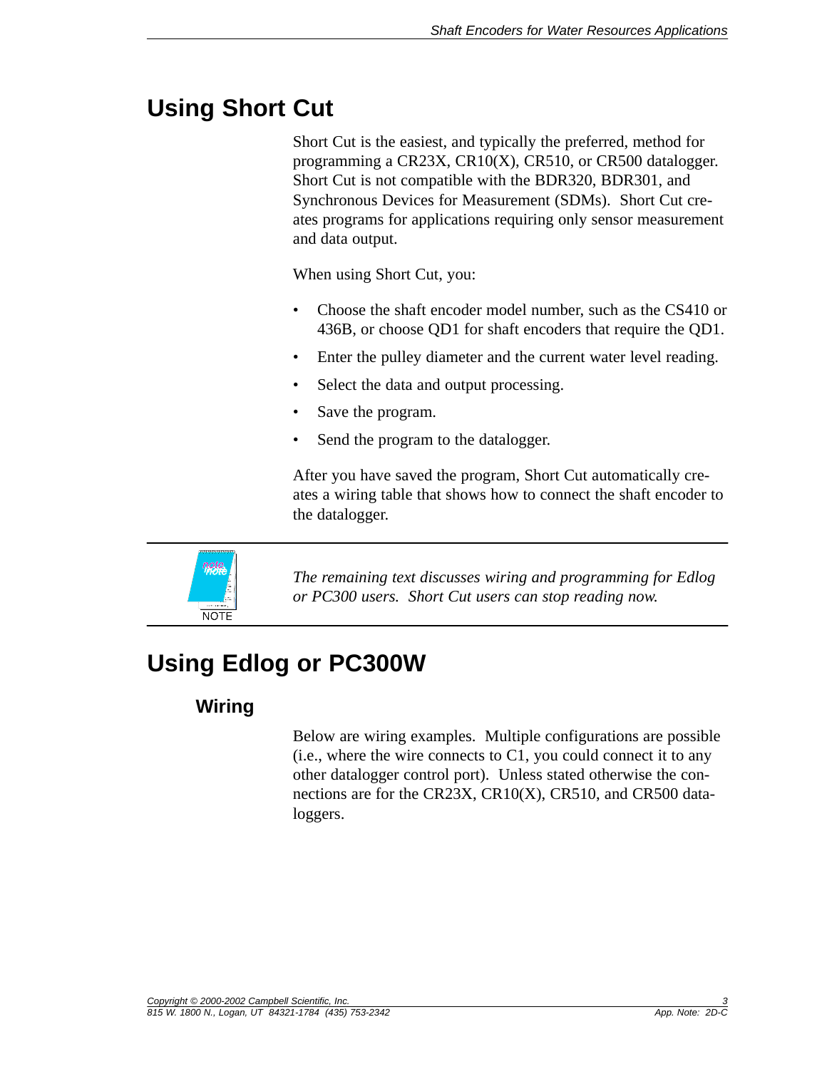# Using Short Cut

Short Cut is the easiest, and typically the preferred, method for programming a CR23X, CR10(X), CR510, or CR500 datalogger. Short Cut is not compatible with the BDR320, BDR301, and Synchronous Devices for Measurement (SDMs). Short Cut creates programs for applications requiring only sensor measurement and data output.

When using Short Cut, you:

- Choose the shaft encoder model number, such as the CS410 or 436B, or choose QD1 for shaft encoders that require the QD1.
- Enter the pulley diameter and the current water level reading.
- Select the data and output processing.
- Save the program.
- Send the program to the datalogger.

After you have saved the program, Short Cut automatically creates a wiring table that shows how to connect the shaft encoder to the datalogger.

NOTE

*The remaining text discusses wiring and programming for Edlog or PC300 users. Short Cut users can stop reading now.*

# Using Edlog or PC300W

## Wiring

Below are wiring examples. Multiple configurations are possible (i.e., where the wire connects to C1, you could connect it to any other datalogger control port). Unless stated otherwise the connections are for the CR23X, CR10(X), CR510, and CR500 dataloggers.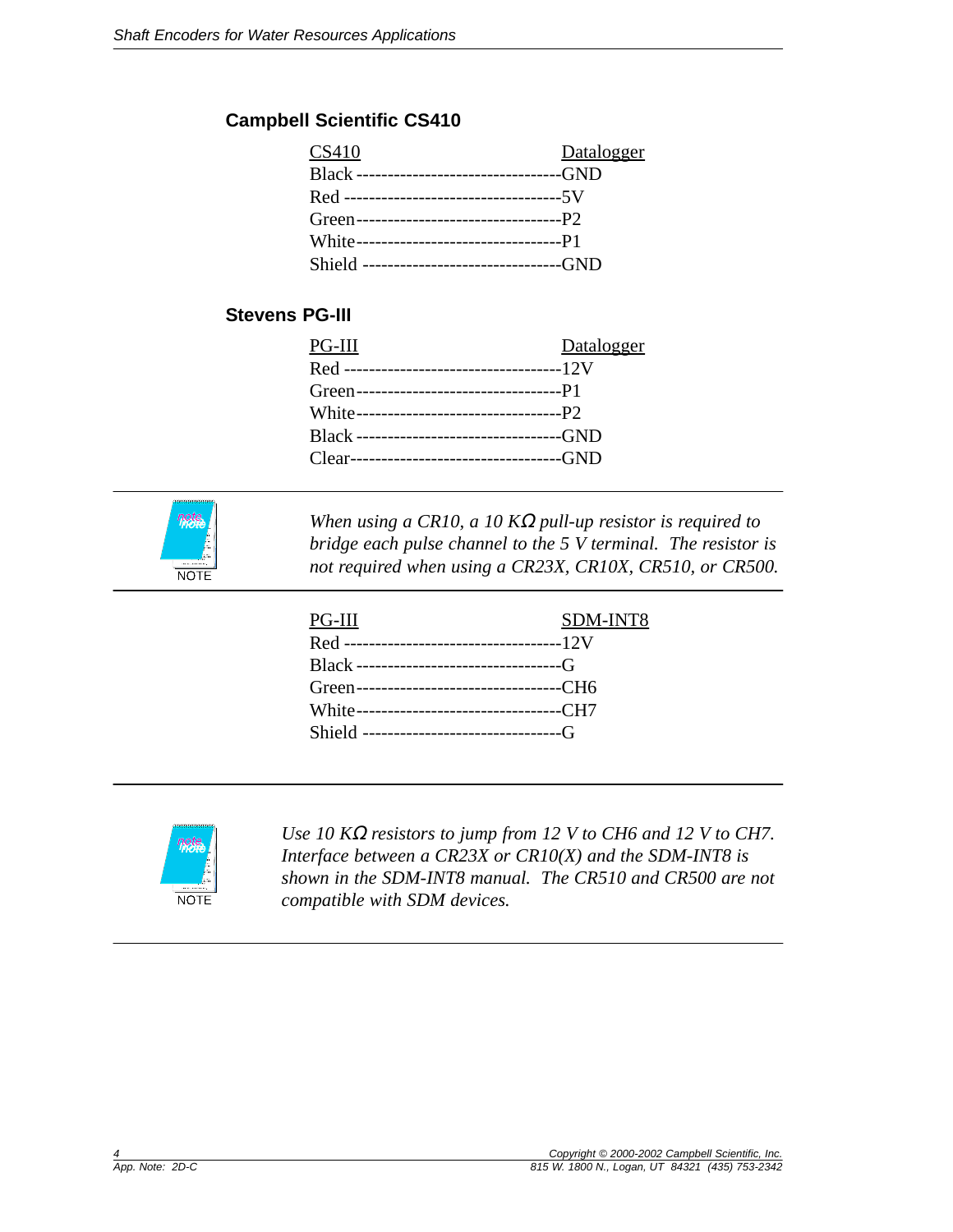## Campbell Scientific CS410

| CS410 | Datalogger |
|---|---|
| Black | GND |
| Red | 5V |
| Green | P2 |
| White | P1 |
| Shield | GND |

## Stevens PG-III

| PG-III | Datalogger |
|---|---|
| Red | 12V |
| Green | P1 |
| White | P2 |
| Black | GND |
| Clear | GND |

> **NOTE:** *When using a CR10, a 10 KΩ pull-up resistor is required to bridge each pulse channel to the 5 V terminal. The resistor is not required when using a CR23X, CR10X, CR510, or CR500.*

| PG-III | SDM-INT8 |
|---|---|
| Red | 12V |
| Black | G |
| Green | CH6 |
| White | CH7 |
| Shield | G |

> **NOTE:** *Use 10 KΩ resistors to jump from 12 V to CH6 and 12 V to CH7. Interface between a CR23X or CR10(X) and the SDM-INT8 is shown in the SDM-INT8 manual. The CR510 and CR500 are not compatible with SDM devices.*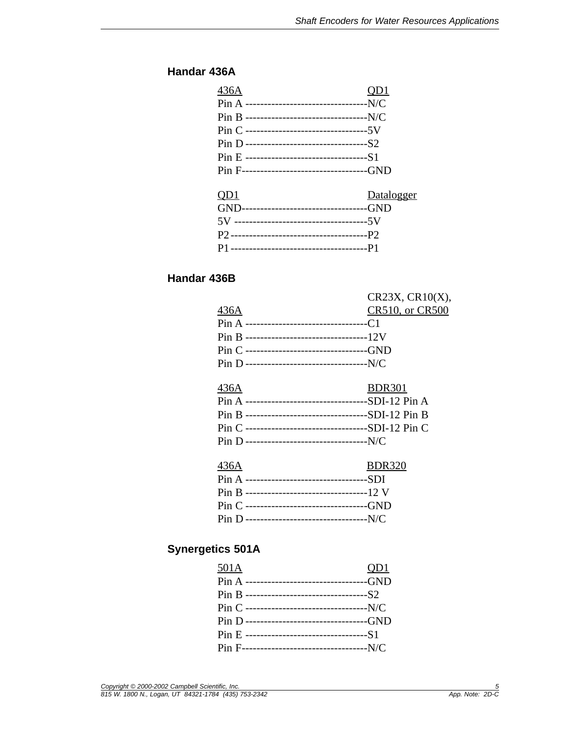### Handar 436A

| 436A | QD1 |
|---|---|
| Pin A | N/C |
| Pin B | N/C |
| Pin C | 5V |
| Pin D | S2 |
| Pin E | S1 |
| Pin F | GND |

| QD1 | Datalogger |
|---|---|
| GND | GND |
| 5V | 5V |
| P2 | P2 |
| P1 | P1 |

### Handar 436B

| 436A | CR23X, CR10(X), CR510, or CR500 |
|---|---|
| Pin A | C1 |
| Pin B | 12V |
| Pin C | GND |
| Pin D | N/C |

| 436A | BDR301 |
|---|---|
| Pin A | SDI-12 Pin A |
| Pin B | SDI-12 Pin B |
| Pin C | SDI-12 Pin C |
| Pin D | N/C |

| 436A | BDR320 |
|---|---|
| Pin A | SDI |
| Pin B | 12 V |
| Pin C | GND |
| Pin D | N/C |

### Synergetics 501A

| 501A | QD1 |
|---|---|
| Pin A | GND |
| Pin B | S2 |
| Pin C | N/C |
| Pin D | GND |
| Pin E | S1 |
| Pin F | N/C |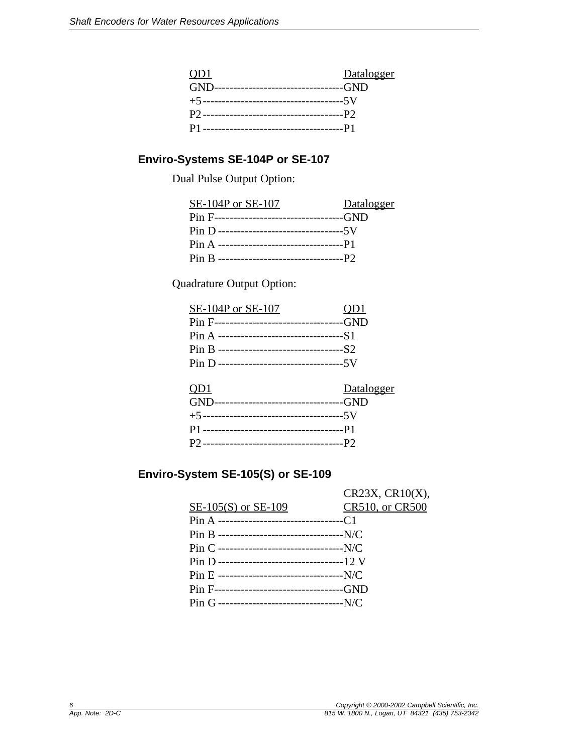| QD1 | Datalogger |
| --- | --- |
| GND | GND |
| +5 | 5V |
| P2 | P2 |
| P1 | P1 |

## Enviro-Systems SE-104P or SE-107

Dual Pulse Output Option:

| SE-104P or SE-107 | Datalogger |
| --- | --- |
| Pin F | GND |
| Pin D | 5V |
| Pin A | P1 |
| Pin B | P2 |

Quadrature Output Option:

| SE-104P or SE-107 | QD1 |
| --- | --- |
| Pin F | GND |
| Pin A | S1 |
| Pin B | S2 |
| Pin D | 5V |

| QD1 | Datalogger |
| --- | --- |
| GND | GND |
| +5 | 5V |
| P1 | P1 |
| P2 | P2 |

## Enviro-System SE-105(S) or SE-109

| SE-105(S) or SE-109 | CR23X, CR10(X), CR510, or CR500 |
| --- | --- |
| Pin A | C1 |
| Pin B | N/C |
| Pin C | N/C |
| Pin D | 12 V |
| Pin E | N/C |
| Pin F | GND |
| Pin G | N/C |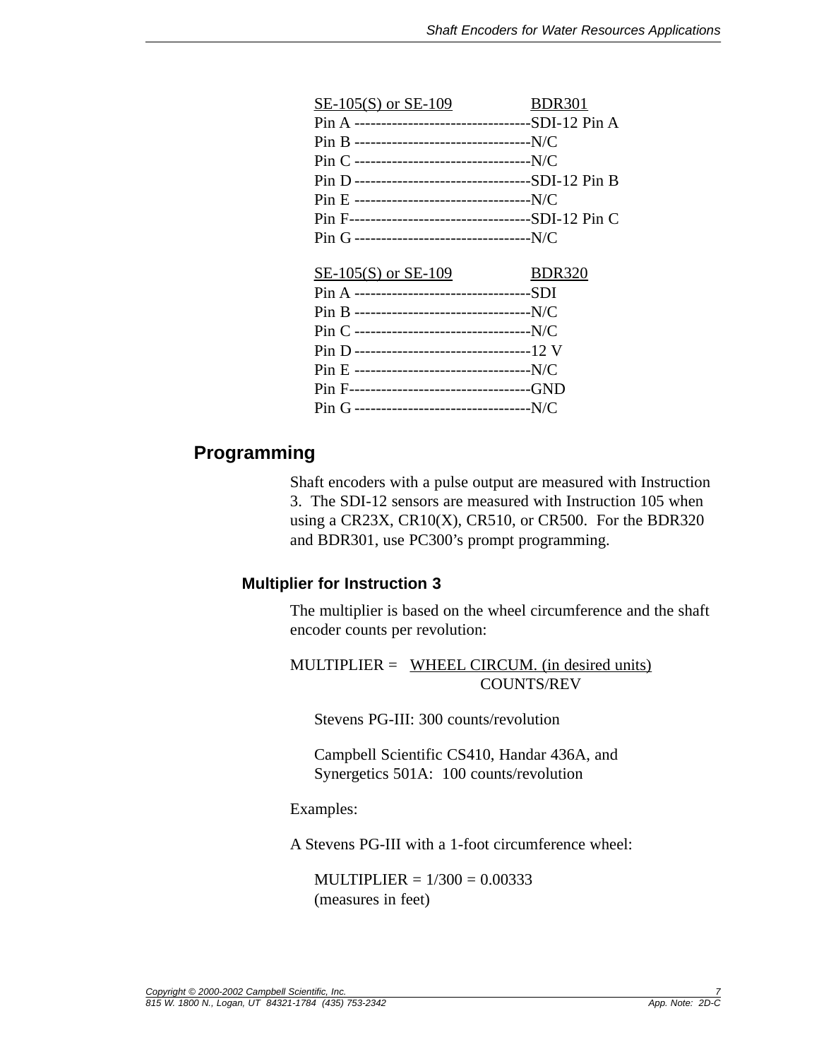| SE-105(S) or SE-109 | BDR301 |
|---|---|
| Pin A | SDI-12 Pin A |
| Pin B | N/C |
| Pin C | N/C |
| Pin D | SDI-12 Pin B |
| Pin E | N/C |
| Pin F | SDI-12 Pin C |
| Pin G | N/C |

| SE-105(S) or SE-109 | BDR320 |
|---|---|
| Pin A | SDI |
| Pin B | N/C |
| Pin C | N/C |
| Pin D | 12 V |
| Pin E | N/C |
| Pin F | GND |
| Pin G | N/C |

## Programming

Shaft encoders with a pulse output are measured with Instruction 3. The SDI-12 sensors are measured with Instruction 105 when using a CR23X, CR10(X), CR510, or CR500. For the BDR320 and BDR301, use PC300's prompt programming.

### Multiplier for Instruction 3

The multiplier is based on the wheel circumference and the shaft encoder counts per revolution:

$$\text{MULTIPLIER} = \frac{\text{WHEEL CIRCUM. (in desired units)}}{\text{COUNTS/REV}}$$

Stevens PG-III: 300 counts/revolution

Campbell Scientific CS410, Handar 436A, and Synergetics 501A: 100 counts/revolution

Examples:

A Stevens PG-III with a 1-foot circumference wheel:

MULTIPLIER = 1/300 = 0.00333
(measures in feet)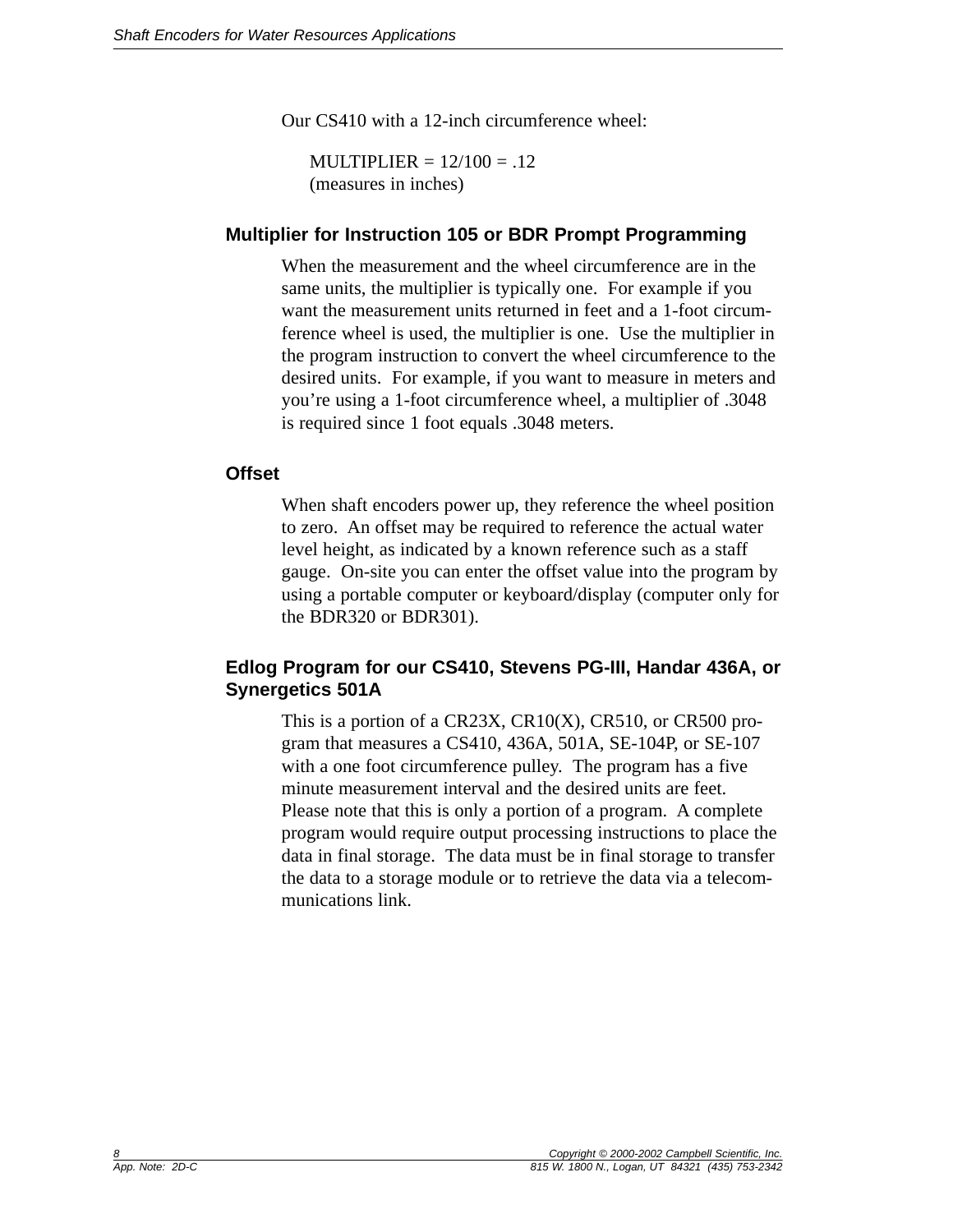Our CS410 with a 12-inch circumference wheel:

MULTIPLIER = 12/100 = .12
(measures in inches)

### Multiplier for Instruction 105 or BDR Prompt Programming

When the measurement and the wheel circumference are in the same units, the multiplier is typically one. For example if you want the measurement units returned in feet and a 1-foot circumference wheel is used, the multiplier is one. Use the multiplier in the program instruction to convert the wheel circumference to the desired units. For example, if you want to measure in meters and you're using a 1-foot circumference wheel, a multiplier of .3048 is required since 1 foot equals .3048 meters.

### Offset

When shaft encoders power up, they reference the wheel position to zero. An offset may be required to reference the actual water level height, as indicated by a known reference such as a staff gauge. On-site you can enter the offset value into the program by using a portable computer or keyboard/display (computer only for the BDR320 or BDR301).

### Edlog Program for our CS410, Stevens PG-III, Handar 436A, or Synergetics 501A

This is a portion of a CR23X, CR10(X), CR510, or CR500 program that measures a CS410, 436A, 501A, SE-104P, or SE-107 with a one foot circumference pulley. The program has a five minute measurement interval and the desired units are feet. Please note that this is only a portion of a program. A complete program would require output processing instructions to place the data in final storage. The data must be in final storage to transfer the data to a storage module or to retrieve the data via a telecommunications link.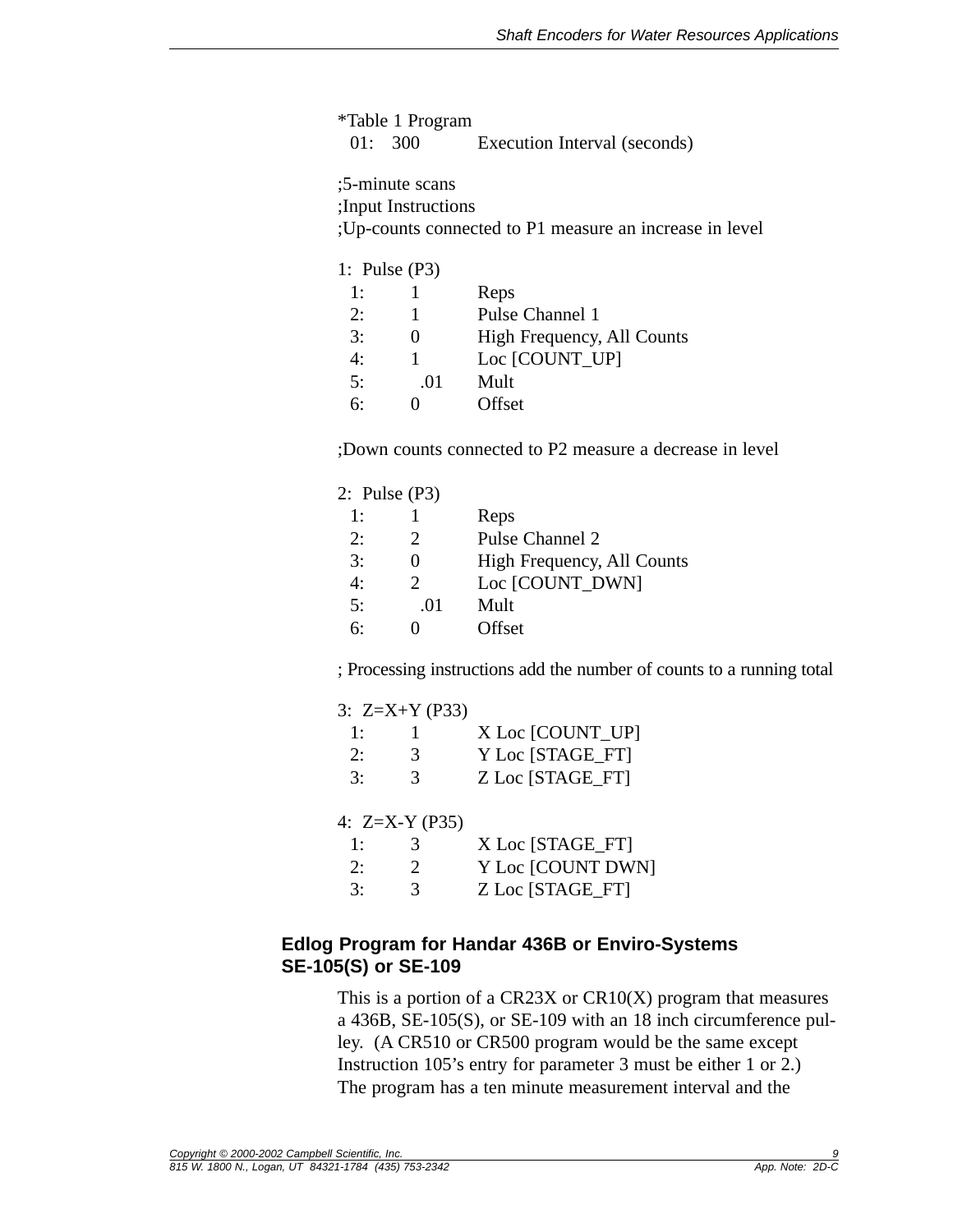```
*Table 1 Program
  01:   300         Execution Interval (seconds)

;5-minute scans
;Input Instructions
;Up-counts connected to P1 measure an increase in level

1:  Pulse (P3)
  1:        1        Reps
  2:        1        Pulse Channel 1
  3:        0        High Frequency, All Counts
  4:        1        Loc [COUNT_UP]
  5:         .01     Mult
  6:        0        Offset

;Down counts connected to P2 measure a decrease in level

2:  Pulse (P3)
  1:        1        Reps
  2:        2        Pulse Channel 2
  3:        0        High Frequency, All Counts
  4:        2        Loc [COUNT_DWN]
  5:         .01     Mult
  6:        0        Offset

; Processing instructions add the number of counts to a running total

3:  Z=X+Y (P33)
  1:        1        X Loc [COUNT_UP]
  2:        3        Y Loc [STAGE_FT]
  3:        3        Z Loc [STAGE_FT]

4:  Z=X-Y (P35)
  1:        3        X Loc [STAGE_FT]
  2:        2        Y Loc [COUNT DWN]
  3:        3        Z Loc [STAGE_FT]
```

### Edlog Program for Handar 436B or Enviro-Systems SE-105(S) or SE-109

This is a portion of a CR23X or CR10(X) program that measures a 436B, SE-105(S), or SE-109 with an 18 inch circumference pulley. (A CR510 or CR500 program would be the same except Instruction 105's entry for parameter 3 must be either 1 or 2.) The program has a ten minute measurement interval and the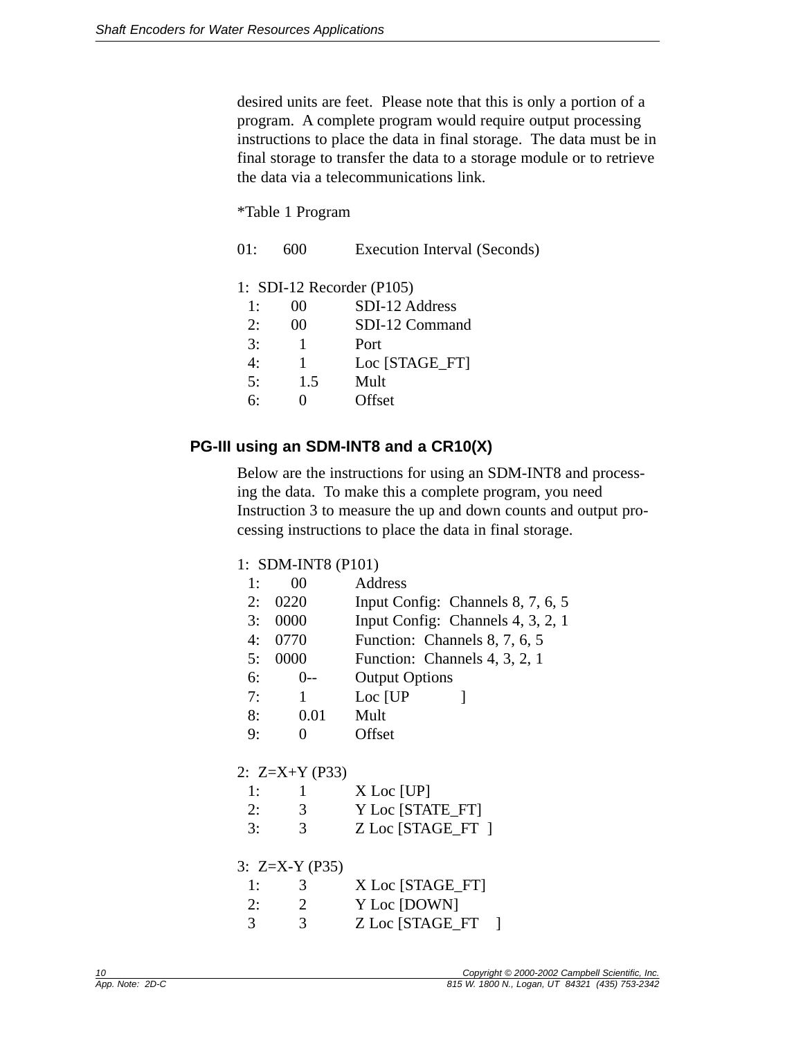desired units are feet. Please note that this is only a portion of a program. A complete program would require output processing instructions to place the data in final storage. The data must be in final storage to transfer the data to a storage module or to retrieve the data via a telecommunications link.

```
*Table 1 Program

01:     600        Execution Interval (Seconds)

1:  SDI-12 Recorder (P105)
  1:     00        SDI-12 Address
  2:     00        SDI-12 Command
  3:      1        Port
  4:      1        Loc [STAGE_FT]
  5:      1.5      Mult
  6:      0        Offset
```

## PG-III using an SDM-INT8 and a CR10(X)

Below are the instructions for using an SDM-INT8 and processing the data. To make this a complete program, you need Instruction 3 to measure the up and down counts and output processing instructions to place the data in final storage.

```
1:  SDM-INT8 (P101)
  1:     00        Address
  2:   0220        Input Config:  Channels 8, 7, 6, 5
  3:   0000        Input Config:  Channels 4, 3, 2, 1
  4:   0770        Function:  Channels 8, 7, 6, 5
  5:   0000        Function:  Channels 4, 3, 2, 1
  6:      0--      Output Options
  7:      1        Loc [UP          ]
  8:      0.01     Mult
  9:      0        Offset

2:  Z=X+Y (P33)
  1:      1        X Loc [UP]
  2:      3        Y Loc [STATE_FT]
  3:      3        Z Loc [STAGE_FT  ]

3:  Z=X-Y (P35)
  1:      3        X Loc [STAGE_FT]
  2:      2        Y Loc [DOWN]
  3       3        Z Loc [STAGE_FT    ]
```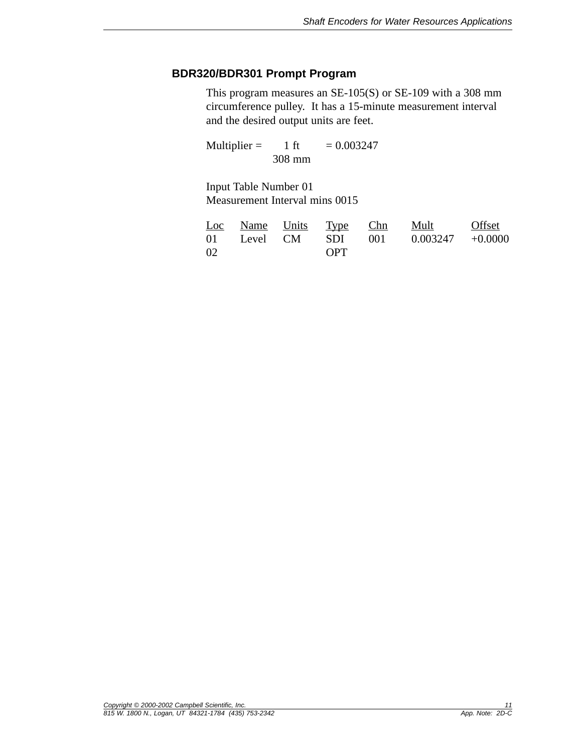## BDR320/BDR301 Prompt Program

This program measures an SE-105(S) or SE-109 with a 308 mm circumference pulley. It has a 15-minute measurement interval and the desired output units are feet.

$$\text{Multiplier} = \frac{1 \text{ ft}}{308 \text{ mm}} = 0.003247$$

Input Table Number 01
Measurement Interval mins 0015

| Loc | Name | Units | Type | Chn | Mult | Offset |
|---|---|---|---|---|---|---|
| 01 | Level | CM | SDI | 001 | 0.003247 | +0.0000 |
| 02 | | | OPT | | | |